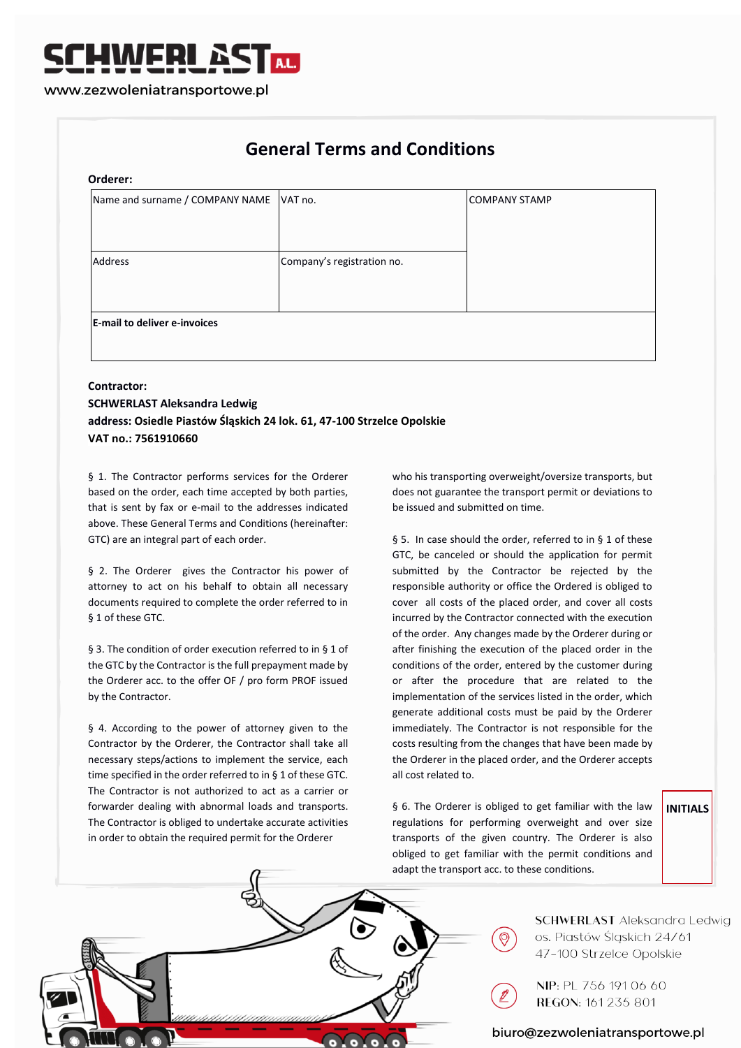# General Terms and Conditions

**Orderer:**

| Name and surname / COMPANY NAME | VAT no. | COMPANY STAMP |
|---|---|---|
| Address | Company's registration no. | |
| **E-mail to deliver e-invoices** | | |

**Contractor:**
**SCHWERLAST Aleksandra Ledwig**
**address: Osiedle Piastów Śląskich 24 lok. 61, 47-100 Strzelce Opolskie**
**VAT no.: 7561910660**

§ 1. The Contractor performs services for the Orderer based on the order, each time accepted by both parties, that is sent by fax or e-mail to the addresses indicated above. These General Terms and Conditions (hereinafter: GTC) are an integral part of each order.

§ 2. The Orderer gives the Contractor his power of attorney to act on his behalf to obtain all necessary documents required to complete the order referred to in § 1 of these GTC.

§ 3. The condition of order execution referred to in § 1 of the GTC by the Contractor is the full prepayment made by the Orderer acc. to the offer OF / pro form PROF issued by the Contractor.

§ 4. According to the power of attorney given to the Contractor by the Orderer, the Contractor shall take all necessary steps/actions to implement the service, each time specified in the order referred to in § 1 of these GTC. The Contractor is not authorized to act as a carrier or forwarder dealing with abnormal loads and transports. The Contractor is obliged to undertake accurate activities in order to obtain the required permit for the Orderer who his transporting overweight/oversize transports, but does not guarantee the transport permit or deviations to be issued and submitted on time.

§ 5. In case should the order, referred to in § 1 of these GTC, be canceled or should the application for permit submitted by the Contractor be rejected by the responsible authority or office the Ordered is obliged to cover all costs of the placed order, and cover all costs incurred by the Contractor connected with the execution of the order. Any changes made by the Orderer during or after finishing the execution of the placed order in the conditions of the order, entered by the customer during or after the procedure that are related to the implementation of the services listed in the order, which generate additional costs must be paid by the Orderer immediately. The Contractor is not responsible for the costs resulting from the changes that have been made by the Orderer in the placed order, and the Orderer accepts all cost related to.

§ 6. The Orderer is obliged to get familiar with the law regulations for performing overweight and over size transports of the given country. The Orderer is also obliged to get familiar with the permit conditions and adapt the transport acc. to these conditions.

**INITIALS**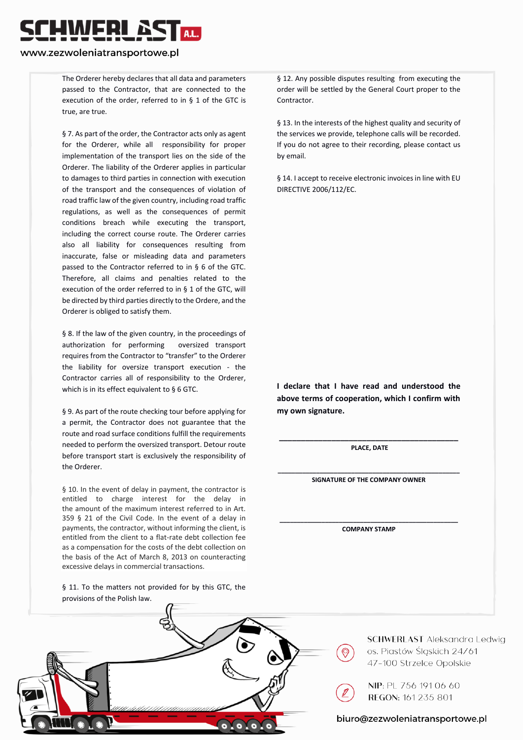The Orderer hereby declares that all data and parameters passed to the Contractor, that are connected to the execution of the order, referred to in § 1 of the GTC is true, are true.

§ 7. As part of the order, the Contractor acts only as agent for the Orderer, while all responsibility for proper implementation of the transport lies on the side of the Orderer. The liability of the Orderer applies in particular to damages to third parties in connection with execution of the transport and the consequences of violation of road traffic law of the given country, including road traffic regulations, as well as the consequences of permit conditions breach while executing the transport, including the correct course route. The Orderer carries also all liability for consequences resulting from inaccurate, false or misleading data and parameters passed to the Contractor referred to in § 6 of the GTC. Therefore, all claims and penalties related to the execution of the order referred to in § 1 of the GTC, will be directed by third parties directly to the Ordere, and the Orderer is obliged to satisfy them.

§ 8. If the law of the given country, in the proceedings of authorization for performing oversized transport requires from the Contractor to "transfer" to the Orderer the liability for oversize transport execution - the Contractor carries all of responsibility to the Orderer, which is in its effect equivalent to § 6 GTC.

§ 9. As part of the route checking tour before applying for a permit, the Contractor does not guarantee that the route and road surface conditions fulfill the requirements needed to perform the oversized transport. Detour route before transport start is exclusively the responsibility of the Orderer.

§ 10. In the event of delay in payment, the contractor is entitled to charge interest for the delay in the amount of the maximum interest referred to in Art. 359 § 21 of the Civil Code. In the event of a delay in payments, the contractor, without informing the client, is entitled from the client to a flat-rate debt collection fee as a compensation for the costs of the debt collection on the basis of the Act of March 8, 2013 on counteracting excessive delays in commercial transactions.

§ 11. To the matters not provided for by this GTC, the provisions of the Polish law.

§ 12. Any possible disputes resulting from executing the order will be settled by the General Court proper to the Contractor.

§ 13. In the interests of the highest quality and security of the services we provide, telephone calls will be recorded. If you do not agree to their recording, please contact us by email.

§ 14. I accept to receive electronic invoices in line with EU DIRECTIVE 2006/112/EC.

**I declare that I have read and understood the above terms of cooperation, which I confirm with my own signature.**

\_\_\_\_\_\_\_\_\_\_\_\_\_\_\_\_\_\_\_\_\_\_\_\_\_\_\_\_\_\_\_\_\_\_\_\_\_\_\_\_

**PLACE, DATE**

\_\_\_\_\_\_\_\_\_\_\_\_\_\_\_\_\_\_\_\_\_\_\_\_\_\_\_\_\_\_\_\_\_\_\_\_\_\_\_\_

**SIGNATURE OF THE COMPANY OWNER**

\_\_\_\_\_\_\_\_\_\_\_\_\_\_\_\_\_\_\_\_\_\_\_\_\_\_\_\_\_\_\_\_\_\_\_\_\_\_\_\_

**COMPANY STAMP**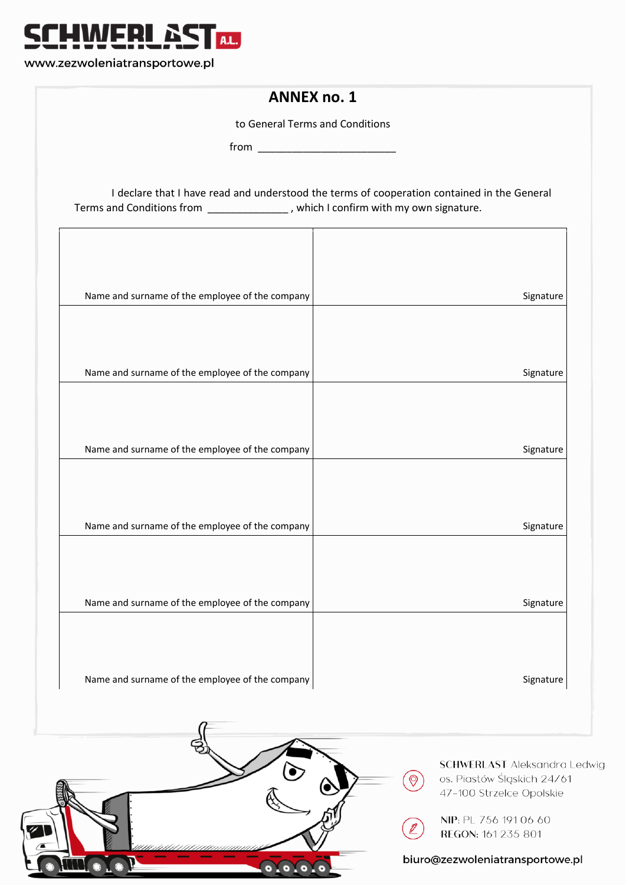# ANNEX no. 1

to General Terms and Conditions

from ________________________

I declare that I have read and understood the terms of cooperation contained in the General Terms and Conditions from ______________ , which I confirm with my own signature.

| Name and surname of the employee of the company | Signature |
|---|---|
| Name and surname of the employee of the company | Signature |
| Name and surname of the employee of the company | Signature |
| Name and surname of the employee of the company | Signature |
| Name and surname of the employee of the company | Signature |
| Name and surname of the employee of the company | Signature |

SCHWERLAST Aleksandra Ledwig
os. Piastów Śląskich 24/61
47-100 Strzelce Opolskie

NIP: PL 756 191 06 60
REGON: 161 235 801

biuro@zezwoleniatransportowe.pl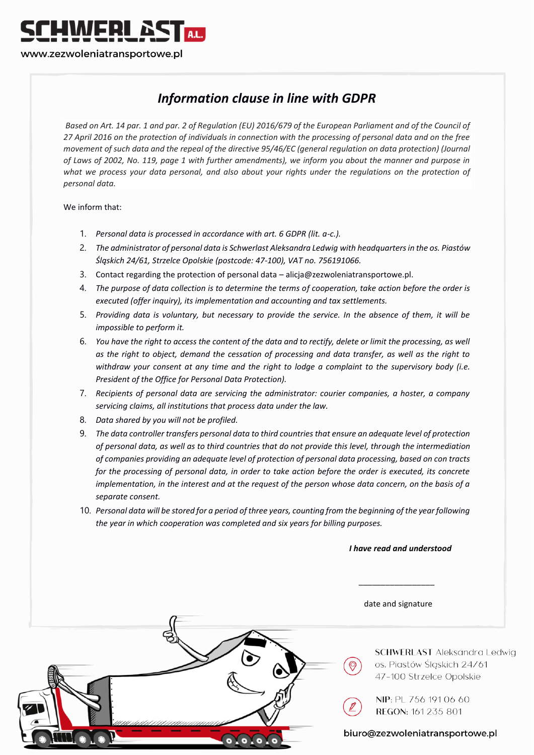# Information clause in line with GDPR

*Based on Art. 14 par. 1 and par. 2 of Regulation (EU) 2016/679 of the European Parliament and of the Council of 27 April 2016 on the protection of individuals in connection with the processing of personal data and on the free movement of such data and the repeal of the directive 95/46/EC (general regulation on data protection) (Journal of Laws of 2002, No. 119, page 1 with further amendments), we inform you about the manner and purpose in what we process your data personal, and also about your rights under the regulations on the protection of personal data.*

We inform that:

1. *Personal data is processed in accordance with art. 6 GDPR (lit. a-c.).*
2. *The administrator of personal data is Schwerlast Aleksandra Ledwig with headquarters in the os. Piastów Śląskich 24/61, Strzelce Opolskie (postcode: 47-100), VAT no. 756191066.*
3. Contact regarding the protection of personal data – alicja@zezwoleniatransportowe.pl.
4. *The purpose of data collection is to determine the terms of cooperation, take action before the order is executed (offer inquiry), its implementation and accounting and tax settlements.*
5. *Providing data is voluntary, but necessary to provide the service. In the absence of them, it will be impossible to perform it.*
6. *You have the right to access the content of the data and to rectify, delete or limit the processing, as well as the right to object, demand the cessation of processing and data transfer, as well as the right to withdraw your consent at any time and the right to lodge a complaint to the supervisory body (i.e. President of the Office for Personal Data Protection).*
7. *Recipients of personal data are servicing the administrator: courier companies, a hoster, a company servicing claims, all institutions that process data under the law.*
8. *Data shared by you will not be profiled.*
9. *The data controller transfers personal data to third countries that ensure an adequate level of protection of personal data, as well as to third countries that do not provide this level, through the intermediation of companies providing an adequate level of protection of personal data processing, based on con tracts for the processing of personal data, in order to take action before the order is executed, its concrete implementation, in the interest and at the request of the person whose data concern, on the basis of a separate consent.*
10. *Personal data will be stored for a period of three years, counting from the beginning of the year following the year in which cooperation was completed and six years for billing purposes.*

***I have read and understood***

\_\_\_\_\_\_\_\_\_\_\_\_\_\_\_\_\_\_\_\_

date and signature